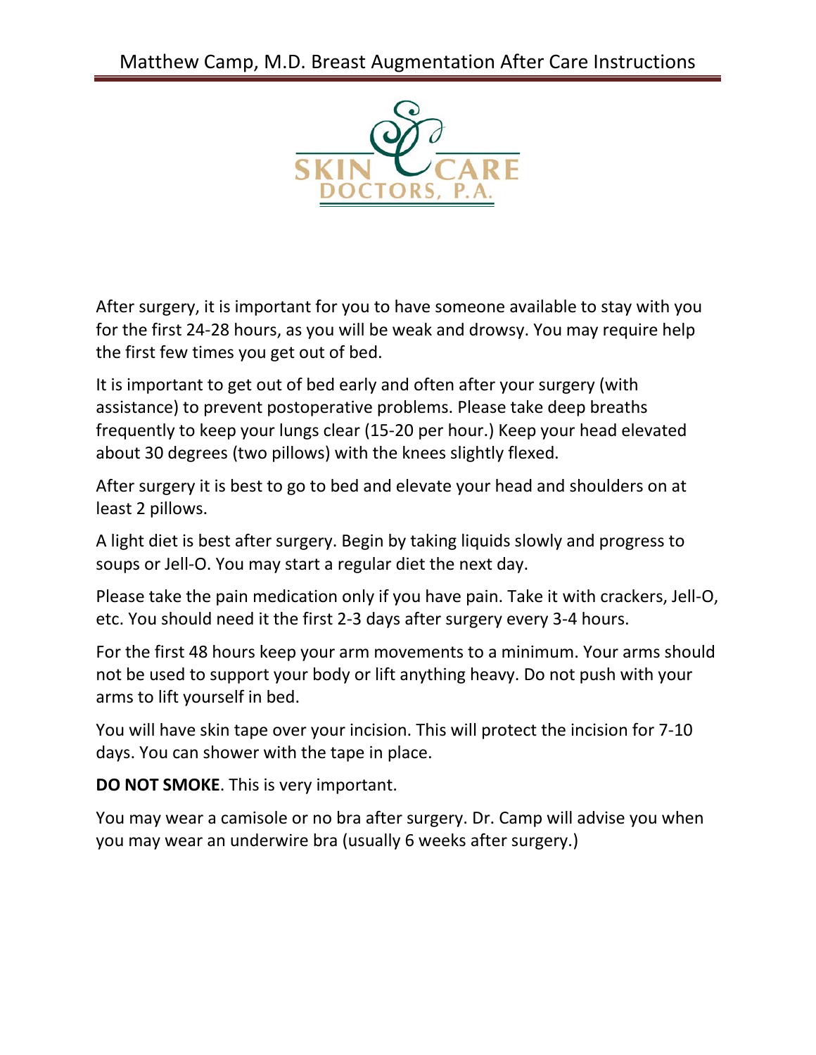# Matthew Camp, M.D. Breast Augmentation After Care Instructions

SKIN CARE DOCTORS, P.A.

After surgery, it is important for you to have someone available to stay with you for the first 24-28 hours, as you will be weak and drowsy. You may require help the first few times you get out of bed.

It is important to get out of bed early and often after your surgery (with assistance) to prevent postoperative problems. Please take deep breaths frequently to keep your lungs clear (15-20 per hour.) Keep your head elevated about 30 degrees (two pillows) with the knees slightly flexed.

After surgery it is best to go to bed and elevate your head and shoulders on at least 2 pillows.

A light diet is best after surgery. Begin by taking liquids slowly and progress to soups or Jell-O. You may start a regular diet the next day.

Please take the pain medication only if you have pain. Take it with crackers, Jell-O, etc. You should need it the first 2-3 days after surgery every 3-4 hours.

For the first 48 hours keep your arm movements to a minimum. Your arms should not be used to support your body or lift anything heavy. Do not push with your arms to lift yourself in bed.

You will have skin tape over your incision. This will protect the incision for 7-10 days. You can shower with the tape in place.

**DO NOT SMOKE**. This is very important.

You may wear a camisole or no bra after surgery. Dr. Camp will advise you when you may wear an underwire bra (usually 6 weeks after surgery.)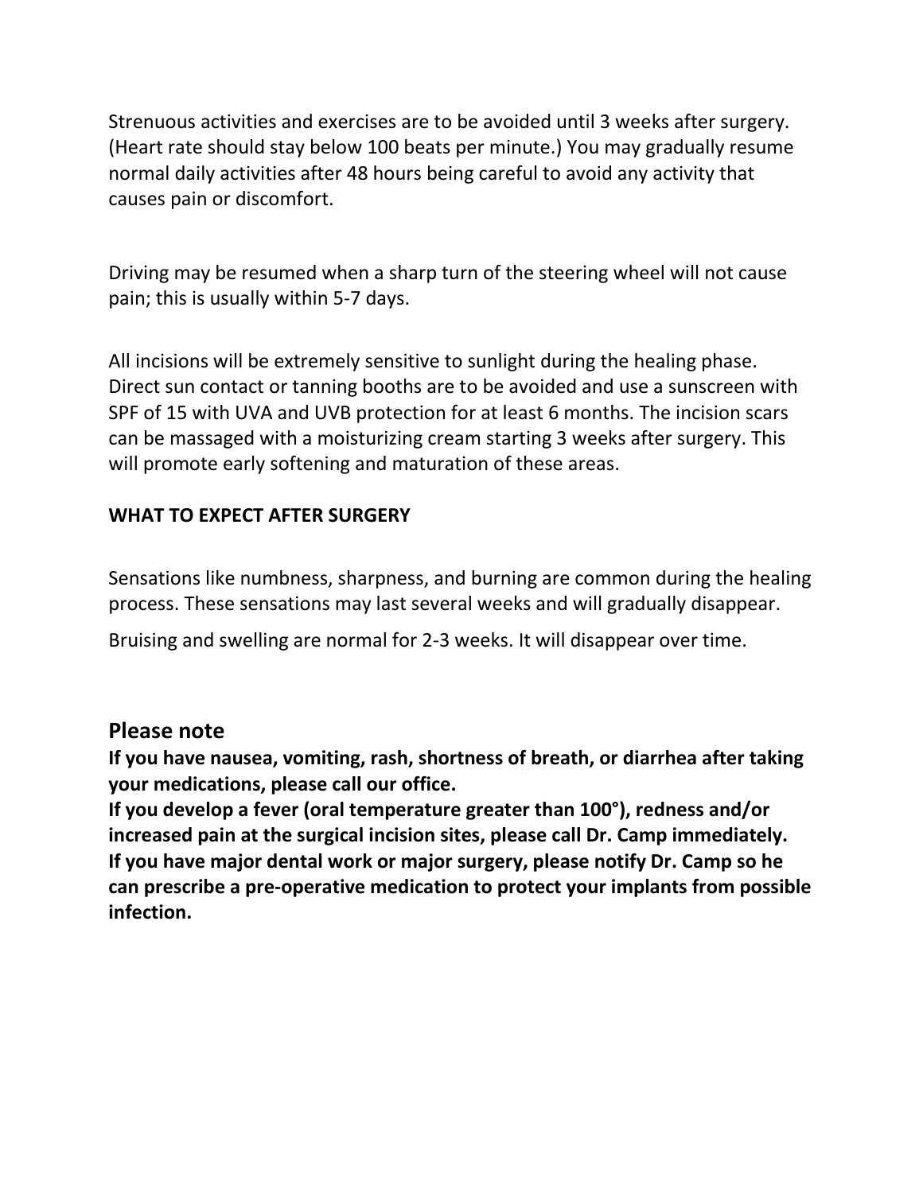Strenuous activities and exercises are to be avoided until 3 weeks after surgery. (Heart rate should stay below 100 beats per minute.) You may gradually resume normal daily activities after 48 hours being careful to avoid any activity that causes pain or discomfort.

Driving may be resumed when a sharp turn of the steering wheel will not cause pain; this is usually within 5-7 days.

All incisions will be extremely sensitive to sunlight during the healing phase. Direct sun contact or tanning booths are to be avoided and use a sunscreen with SPF of 15 with UVA and UVB protection for at least 6 months. The incision scars can be massaged with a moisturizing cream starting 3 weeks after surgery. This will promote early softening and maturation of these areas.

**WHAT TO EXPECT AFTER SURGERY**

Sensations like numbness, sharpness, and burning are common during the healing process. These sensations may last several weeks and will gradually disappear.

Bruising and swelling are normal for 2-3 weeks. It will disappear over time.

## Please note

**If you have nausea, vomiting, rash, shortness of breath, or diarrhea after taking your medications, please call our office.**
**If you develop a fever (oral temperature greater than 100°), redness and/or increased pain at the surgical incision sites, please call Dr. Camp immediately.**
**If you have major dental work or major surgery, please notify Dr. Camp so he can prescribe a pre-operative medication to protect your implants from possible infection.**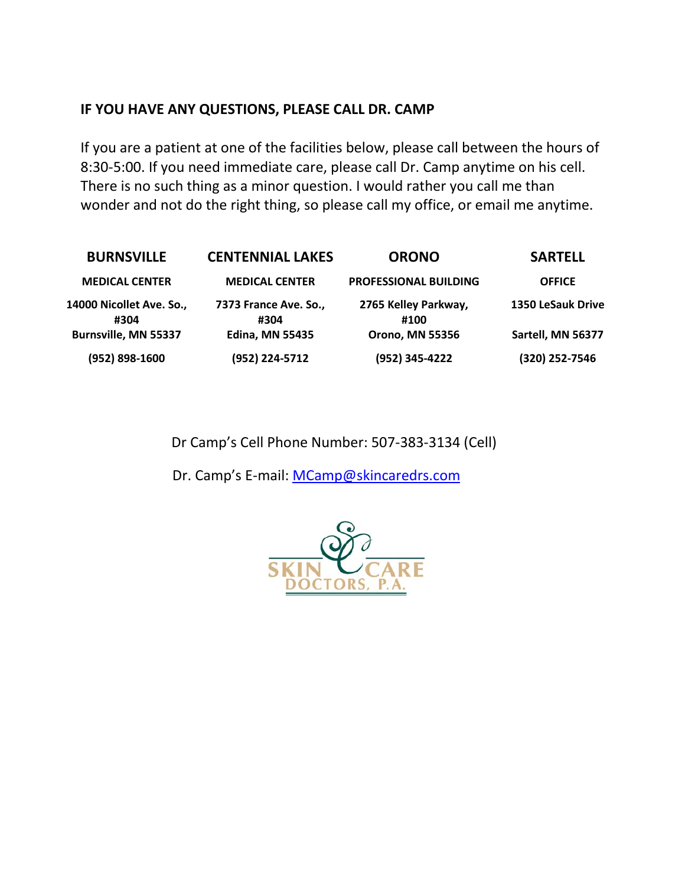**IF YOU HAVE ANY QUESTIONS, PLEASE CALL DR. CAMP**

If you are a patient at one of the facilities below, please call between the hours of 8:30-5:00. If you need immediate care, please call Dr. Camp anytime on his cell. There is no such thing as a minor question. I would rather you call me than wonder and not do the right thing, so please call my office, or email me anytime.

| BURNSVILLE | CENTENNIAL LAKES | ORONO | SARTELL |
|---|---|---|---|
| MEDICAL CENTER | MEDICAL CENTER | PROFESSIONAL BUILDING | OFFICE |
| 14000 Nicollet Ave. So., #304 | 7373 France Ave. So., #304 | 2765 Kelley Parkway, #100 | 1350 LeSauk Drive |
| Burnsville, MN 55337 | Edina, MN 55435 | Orono, MN 55356 | Sartell, MN 56377 |
| (952) 898-1600 | (952) 224-5712 | (952) 345-4222 | (320) 252-7546 |

Dr Camp's Cell Phone Number: 507-383-3134 (Cell)

Dr. Camp's E-mail: MCamp@skincaredrs.com

SKIN CARE DOCTORS, P.A.